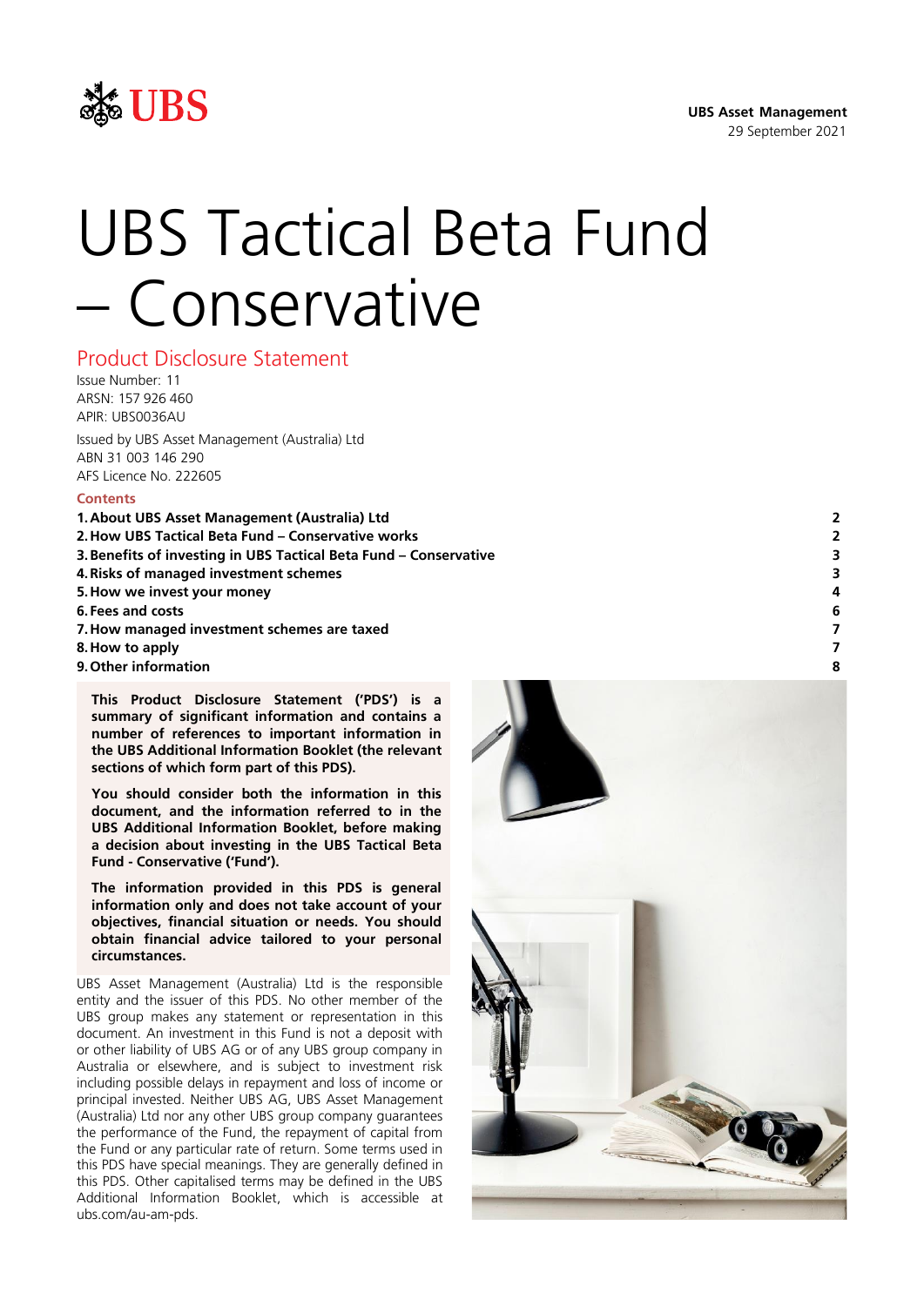UBS Asset Management
29 September 2021

# UBS Tactical Beta Fund – Conservative

## Product Disclosure Statement

Issue Number: 11
ARSN: 157 926 460
APIR: UBS0036AU

Issued by UBS Asset Management (Australia) Ltd
ABN 31 003 146 290
AFS Licence No. 222605

### Contents

| | |
|---|---|
| **1. About UBS Asset Management (Australia) Ltd** | **2** |
| **2. How UBS Tactical Beta Fund – Conservative works** | **2** |
| **3. Benefits of investing in UBS Tactical Beta Fund – Conservative** | **3** |
| **4. Risks of managed investment schemes** | **3** |
| **5. How we invest your money** | **4** |
| **6. Fees and costs** | **6** |
| **7. How managed investment schemes are taxed** | **7** |
| **8. How to apply** | **7** |
| **9. Other information** | **8** |

**This Product Disclosure Statement ('PDS') is a summary of significant information and contains a number of references to important information in the UBS Additional Information Booklet (the relevant sections of which form part of this PDS).**

**You should consider both the information in this document, and the information referred to in the UBS Additional Information Booklet, before making a decision about investing in the UBS Tactical Beta Fund - Conservative ('Fund').**

**The information provided in this PDS is general information only and does not take account of your objectives, financial situation or needs. You should obtain financial advice tailored to your personal circumstances.**

UBS Asset Management (Australia) Ltd is the responsible entity and the issuer of this PDS. No other member of the UBS group makes any statement or representation in this document. An investment in this Fund is not a deposit with or other liability of UBS AG or of any UBS group company in Australia or elsewhere, and is subject to investment risk including possible delays in repayment and loss of income or principal invested. Neither UBS AG, UBS Asset Management (Australia) Ltd nor any other UBS group company guarantees the performance of the Fund, the repayment of capital from the Fund or any particular rate of return. Some terms used in this PDS have special meanings. They are generally defined in this PDS. Other capitalised terms may be defined in the UBS Additional Information Booklet, which is accessible at ubs.com/au-am-pds.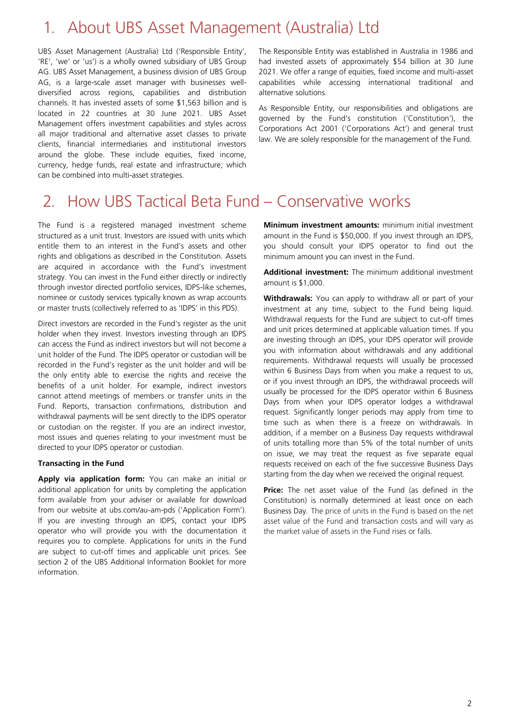# 1. About UBS Asset Management (Australia) Ltd

UBS Asset Management (Australia) Ltd ('Responsible Entity', 'RE', 'we' or 'us') is a wholly owned subsidiary of UBS Group AG. UBS Asset Management, a business division of UBS Group AG, is a large-scale asset manager with businesses well-diversified across regions, capabilities and distribution channels. It has invested assets of some $1,563 billion and is located in 22 countries at 30 June 2021. UBS Asset Management offers investment capabilities and styles across all major traditional and alternative asset classes to private clients, financial intermediaries and institutional investors around the globe. These include equities, fixed income, currency, hedge funds, real estate and infrastructure; which can be combined into multi-asset strategies.

The Responsible Entity was established in Australia in 1986 and had invested assets of approximately $54 billion at 30 June 2021. We offer a range of equities, fixed income and multi-asset capabilities while accessing international traditional and alternative solutions.

As Responsible Entity, our responsibilities and obligations are governed by the Fund's constitution ('Constitution'), the Corporations Act 2001 ('Corporations Act') and general trust law. We are solely responsible for the management of the Fund.

# 2. How UBS Tactical Beta Fund – Conservative works

The Fund is a registered managed investment scheme structured as a unit trust. Investors are issued with units which entitle them to an interest in the Fund's assets and other rights and obligations as described in the Constitution. Assets are acquired in accordance with the Fund's investment strategy. You can invest in the Fund either directly or indirectly through investor directed portfolio services, IDPS-like schemes, nominee or custody services typically known as wrap accounts or master trusts (collectively referred to as 'IDPS' in this PDS).

Direct investors are recorded in the Fund's register as the unit holder when they invest. Investors investing through an IDPS can access the Fund as indirect investors but will not become a unit holder of the Fund. The IDPS operator or custodian will be recorded in the Fund's register as the unit holder and will be the only entity able to exercise the rights and receive the benefits of a unit holder. For example, indirect investors cannot attend meetings of members or transfer units in the Fund. Reports, transaction confirmations, distribution and withdrawal payments will be sent directly to the IDPS operator or custodian on the register. If you are an indirect investor, most issues and queries relating to your investment must be directed to your IDPS operator or custodian.

**Transacting in the Fund**

**Apply via application form:** You can make an initial or additional application for units by completing the application form available from your adviser or available for download from our website at ubs.com/au-am-pds ('Application Form'). If you are investing through an IDPS, contact your IDPS operator who will provide you with the documentation it requires you to complete. Applications for units in the Fund are subject to cut-off times and applicable unit prices. See section 2 of the UBS Additional Information Booklet for more information.

**Minimum investment amounts:** minimum initial investment amount in the Fund is $50,000. If you invest through an IDPS, you should consult your IDPS operator to find out the minimum amount you can invest in the Fund.

**Additional investment:** The minimum additional investment amount is $1,000.

**Withdrawals:** You can apply to withdraw all or part of your investment at any time, subject to the Fund being liquid. Withdrawal requests for the Fund are subject to cut-off times and unit prices determined at applicable valuation times. If you are investing through an IDPS, your IDPS operator will provide you with information about withdrawals and any additional requirements. Withdrawal requests will usually be processed within 6 Business Days from when you make a request to us, or if you invest through an IDPS, the withdrawal proceeds will usually be processed for the IDPS operator within 6 Business Days from when your IDPS operator lodges a withdrawal request. Significantly longer periods may apply from time to time such as when there is a freeze on withdrawals. In addition, if a member on a Business Day requests withdrawal of units totalling more than 5% of the total number of units on issue, we may treat the request as five separate equal requests received on each of the five successive Business Days starting from the day when we received the original request.

**Price:** The net asset value of the Fund (as defined in the Constitution) is normally determined at least once on each Business Day. The price of units in the Fund is based on the net asset value of the Fund and transaction costs and will vary as the market value of assets in the Fund rises or falls.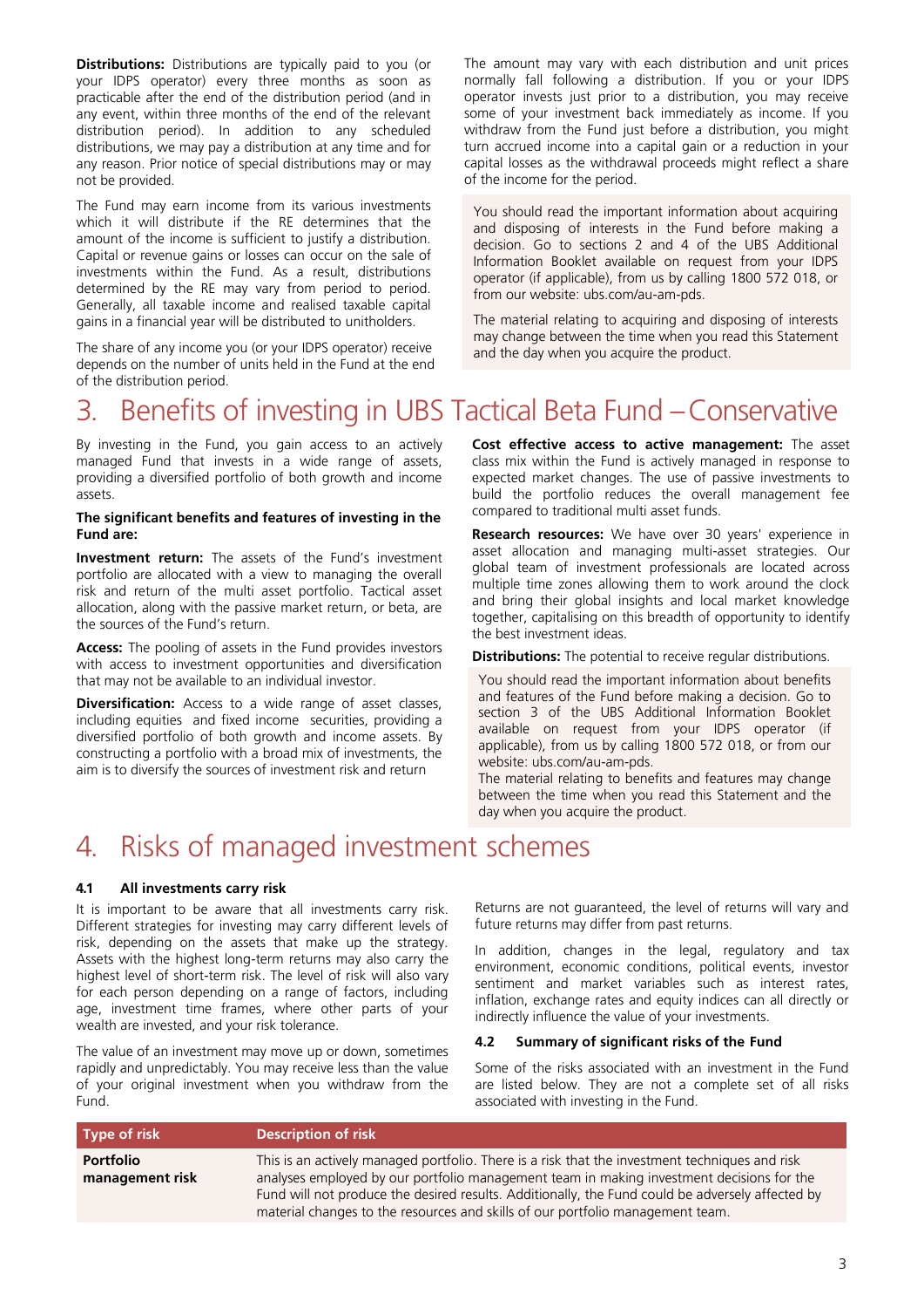**Distributions:** Distributions are typically paid to you (or your IDPS operator) every three months as soon as practicable after the end of the distribution period (and in any event, within three months of the end of the relevant distribution period). In addition to any scheduled distributions, we may pay a distribution at any time and for any reason. Prior notice of special distributions may or may not be provided.

The Fund may earn income from its various investments which it will distribute if the RE determines that the amount of the income is sufficient to justify a distribution. Capital or revenue gains or losses can occur on the sale of investments within the Fund. As a result, distributions determined by the RE may vary from period to period. Generally, all taxable income and realised taxable capital gains in a financial year will be distributed to unitholders.

The share of any income you (or your IDPS operator) receive depends on the number of units held in the Fund at the end of the distribution period.

The amount may vary with each distribution and unit prices normally fall following a distribution. If you or your IDPS operator invests just prior to a distribution, you may receive some of your investment back immediately as income. If you withdraw from the Fund just before a distribution, you might turn accrued income into a capital gain or a reduction in your capital losses as the withdrawal proceeds might reflect a share of the income for the period.

You should read the important information about acquiring and disposing of interests in the Fund before making a decision. Go to sections 2 and 4 of the UBS Additional Information Booklet available on request from your IDPS operator (if applicable), from us by calling 1800 572 018, or from our website: ubs.com/au-am-pds.

The material relating to acquiring and disposing of interests may change between the time when you read this Statement and the day when you acquire the product.

# 3. Benefits of investing in UBS Tactical Beta Fund – Conservative

By investing in the Fund, you gain access to an actively managed Fund that invests in a wide range of assets, providing a diversified portfolio of both growth and income assets.

**The significant benefits and features of investing in the Fund are:**

**Investment return:** The assets of the Fund's investment portfolio are allocated with a view to managing the overall risk and return of the multi asset portfolio. Tactical asset allocation, along with the passive market return, or beta, are the sources of the Fund's return.

**Access:** The pooling of assets in the Fund provides investors with access to investment opportunities and diversification that may not be available to an individual investor.

**Diversification:** Access to a wide range of asset classes, including equities and fixed income securities, providing a diversified portfolio of both growth and income assets. By constructing a portfolio with a broad mix of investments, the aim is to diversify the sources of investment risk and return

**Cost effective access to active management:** The asset class mix within the Fund is actively managed in response to expected market changes. The use of passive investments to build the portfolio reduces the overall management fee compared to traditional multi asset funds.

**Research resources:** We have over 30 years' experience in asset allocation and managing multi-asset strategies. Our global team of investment professionals are located across multiple time zones allowing them to work around the clock and bring their global insights and local market knowledge together, capitalising on this breadth of opportunity to identify the best investment ideas.

**Distributions:** The potential to receive regular distributions.

You should read the important information about benefits and features of the Fund before making a decision. Go to section 3 of the UBS Additional Information Booklet available on request from your IDPS operator (if applicable), from us by calling 1800 572 018, or from our website: ubs.com/au-am-pds.
The material relating to benefits and features may change between the time when you read this Statement and the day when you acquire the product.

# 4. Risks of managed investment schemes

### 4.1 All investments carry risk

It is important to be aware that all investments carry risk. Different strategies for investing may carry different levels of risk, depending on the assets that make up the strategy. Assets with the highest long-term returns may also carry the highest level of short-term risk. The level of risk will also vary for each person depending on a range of factors, including age, investment time frames, where other parts of your wealth are invested, and your risk tolerance.

The value of an investment may move up or down, sometimes rapidly and unpredictably. You may receive less than the value of your original investment when you withdraw from the Fund.

Returns are not guaranteed, the level of returns will vary and future returns may differ from past returns.

In addition, changes in the legal, regulatory and tax environment, economic conditions, political events, investor sentiment and market variables such as interest rates, inflation, exchange rates and equity indices can all directly or indirectly influence the value of your investments.

### 4.2 Summary of significant risks of the Fund

Some of the risks associated with an investment in the Fund are listed below. They are not a complete set of all risks associated with investing in the Fund.

| Type of risk | Description of risk |
|---|---|
| **Portfolio management risk** | This is an actively managed portfolio. There is a risk that the investment techniques and risk analyses employed by our portfolio management team in making investment decisions for the Fund will not produce the desired results. Additionally, the Fund could be adversely affected by material changes to the resources and skills of our portfolio management team. |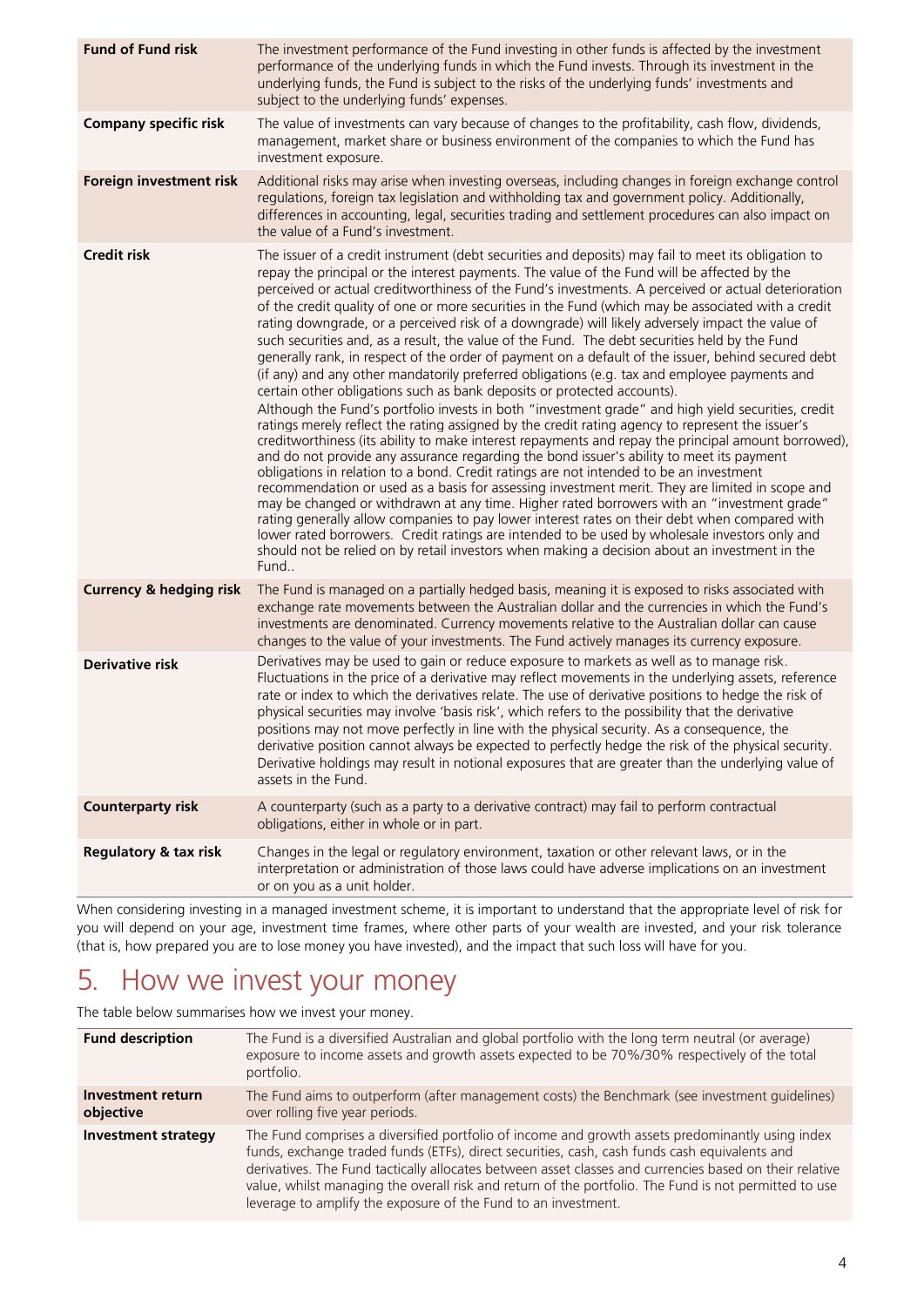| | |
|---|---|
| **Fund of Fund risk** | The investment performance of the Fund investing in other funds is affected by the investment performance of the underlying funds in which the Fund invests. Through its investment in the underlying funds, the Fund is subject to the risks of the underlying funds' investments and subject to the underlying funds' expenses. |
| **Company specific risk** | The value of investments can vary because of changes to the profitability, cash flow, dividends, management, market share or business environment of the companies to which the Fund has investment exposure. |
| **Foreign investment risk** | Additional risks may arise when investing overseas, including changes in foreign exchange control regulations, foreign tax legislation and withholding tax and government policy. Additionally, differences in accounting, legal, securities trading and settlement procedures can also impact on the value of a Fund's investment. |
| **Credit risk** | The issuer of a credit instrument (debt securities and deposits) may fail to meet its obligation to repay the principal or the interest payments. The value of the Fund will be affected by the perceived or actual creditworthiness of the Fund's investments. A perceived or actual deterioration of the credit quality of one or more securities in the Fund (which may be associated with a credit rating downgrade, or a perceived risk of a downgrade) will likely adversely impact the value of such securities and, as a result, the value of the Fund. The debt securities held by the Fund generally rank, in respect of the order of payment on a default of the issuer, behind secured debt (if any) and any other mandatorily preferred obligations (e.g. tax and employee payments and certain other obligations such as bank deposits or protected accounts).<br>Although the Fund's portfolio invests in both "investment grade" and high yield securities, credit ratings merely reflect the rating assigned by the credit rating agency to represent the issuer's creditworthiness (its ability to make interest repayments and repay the principal amount borrowed), and do not provide any assurance regarding the bond issuer's ability to meet its payment obligations in relation to a bond. Credit ratings are not intended to be an investment recommendation or used as a basis for assessing investment merit. They are limited in scope and may be changed or withdrawn at any time. Higher rated borrowers with an "investment grade" rating generally allow companies to pay lower interest rates on their debt when compared with lower rated borrowers. Credit ratings are intended to be used by wholesale investors only and should not be relied on by retail investors when making a decision about an investment in the Fund.. |
| **Currency & hedging risk** | The Fund is managed on a partially hedged basis, meaning it is exposed to risks associated with exchange rate movements between the Australian dollar and the currencies in which the Fund's investments are denominated. Currency movements relative to the Australian dollar can cause changes to the value of your investments. The Fund actively manages its currency exposure. |
| **Derivative risk** | Derivatives may be used to gain or reduce exposure to markets as well as to manage risk. Fluctuations in the price of a derivative may reflect movements in the underlying assets, reference rate or index to which the derivatives relate. The use of derivative positions to hedge the risk of physical securities may involve 'basis risk', which refers to the possibility that the derivative positions may not move perfectly in line with the physical security. As a consequence, the derivative position cannot always be expected to perfectly hedge the risk of the physical security. Derivative holdings may result in notional exposures that are greater than the underlying value of assets in the Fund. |
| **Counterparty risk** | A counterparty (such as a party to a derivative contract) may fail to perform contractual obligations, either in whole or in part. |
| **Regulatory & tax risk** | Changes in the legal or regulatory environment, taxation or other relevant laws, or in the interpretation or administration of those laws could have adverse implications on an investment or on you as a unit holder. |

When considering investing in a managed investment scheme, it is important to understand that the appropriate level of risk for you will depend on your age, investment time frames, where other parts of your wealth are invested, and your risk tolerance (that is, how prepared you are to lose money you have invested), and the impact that such loss will have for you.

# 5. How we invest your money

The table below summarises how we invest your money.

| | |
|---|---|
| **Fund description** | The Fund is a diversified Australian and global portfolio with the long term neutral (or average) exposure to income assets and growth assets expected to be 70%/30% respectively of the total portfolio. |
| **Investment return objective** | The Fund aims to outperform (after management costs) the Benchmark (see investment guidelines) over rolling five year periods. |
| **Investment strategy** | The Fund comprises a diversified portfolio of income and growth assets predominantly using index funds, exchange traded funds (ETFs), direct securities, cash, cash funds cash equivalents and derivatives. The Fund tactically allocates between asset classes and currencies based on their relative value, whilst managing the overall risk and return of the portfolio. The Fund is not permitted to use leverage to amplify the exposure of the Fund to an investment. |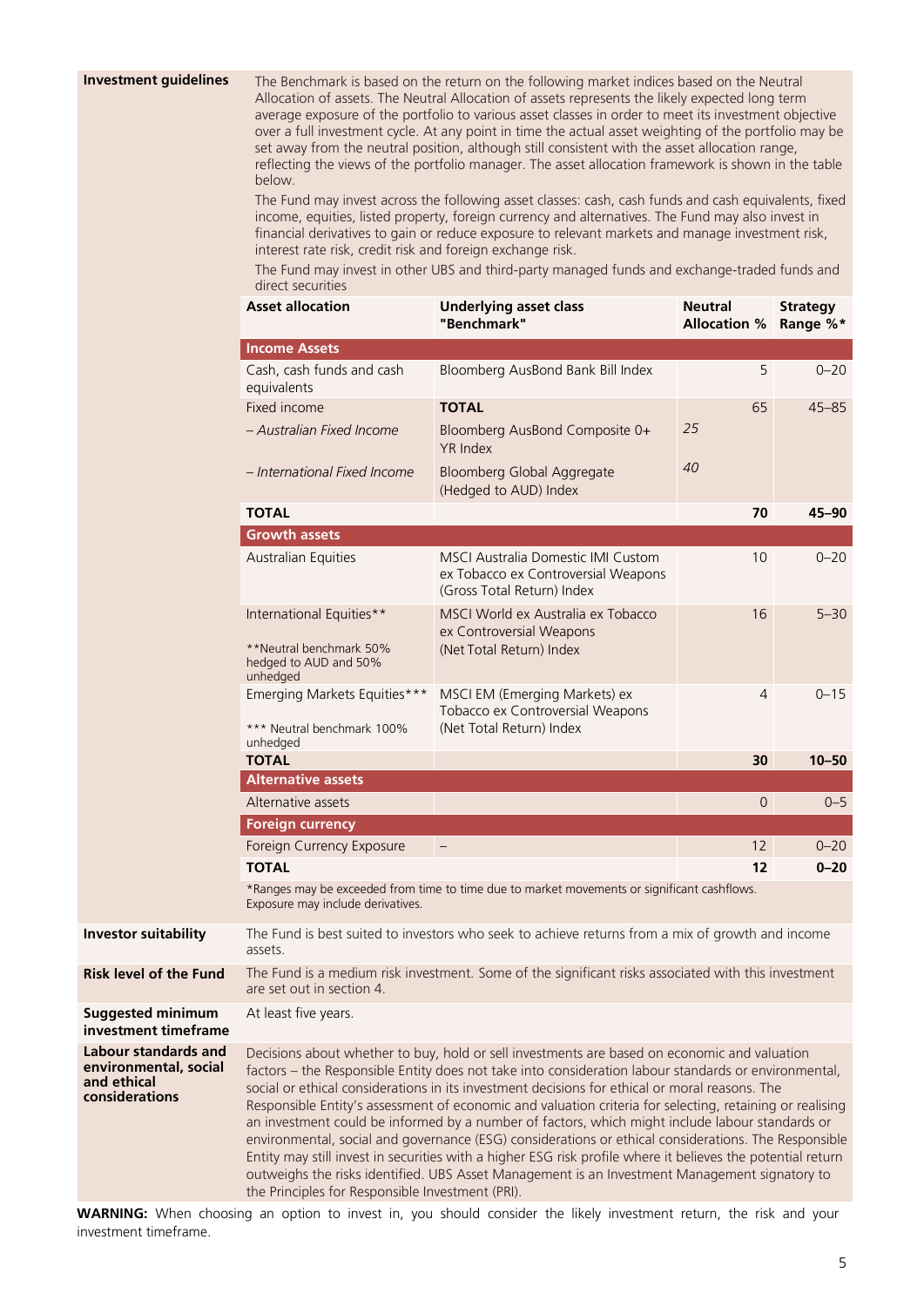**Investment guidelines**

The Benchmark is based on the return on the following market indices based on the Neutral Allocation of assets. The Neutral Allocation of assets represents the likely expected long term average exposure of the portfolio to various asset classes in order to meet its investment objective over a full investment cycle. At any point in time the actual asset weighting of the portfolio may be set away from the neutral position, although still consistent with the asset allocation range, reflecting the views of the portfolio manager. The asset allocation framework is shown in the table below.

The Fund may invest across the following asset classes: cash, cash funds and cash equivalents, fixed income, equities, listed property, foreign currency and alternatives. The Fund may also invest in financial derivatives to gain or reduce exposure to relevant markets and manage investment risk, interest rate risk, credit risk and foreign exchange risk.

The Fund may invest in other UBS and third-party managed funds and exchange-traded funds and direct securities

| Asset allocation | Underlying asset class "Benchmark" | Neutral Allocation % | Strategy Range %* |
|---|---|---|---|
| **Income Assets** | | | |
| Cash, cash funds and cash equivalents | Bloomberg AusBond Bank Bill Index | 5 | 0–20 |
| Fixed income | **TOTAL** | 65 | 45–85 |
| *– Australian Fixed Income* | Bloomberg AusBond Composite 0+ YR Index | *25* | |
| *– International Fixed Income* | Bloomberg Global Aggregate (Hedged to AUD) Index | *40* | |
| **TOTAL** | | **70** | **45–90** |
| **Growth assets** | | | |
| Australian Equities | MSCI Australia Domestic IMI Custom ex Tobacco ex Controversial Weapons (Gross Total Return) Index | 10 | 0–20 |
| International Equities** <br> **Neutral benchmark 50% hedged to AUD and 50% unhedged | MSCI World ex Australia ex Tobacco ex Controversial Weapons (Net Total Return) Index | 16 | 5–30 |
| Emerging Markets Equities*** <br> *** Neutral benchmark 100% unhedged | MSCI EM (Emerging Markets) ex Tobacco ex Controversial Weapons (Net Total Return) Index | 4 | 0–15 |
| **TOTAL** | | **30** | **10–50** |
| **Alternative assets** | | | |
| Alternative assets | | 0 | 0–5 |
| **Foreign currency** | | | |
| Foreign Currency Exposure | – | 12 | 0–20 |
| **TOTAL** | | **12** | **0–20** |

*Ranges may be exceeded from time to time due to market movements or significant cashflows. Exposure may include derivatives.

**Investor suitability**

The Fund is best suited to investors who seek to achieve returns from a mix of growth and income assets.

**Risk level of the Fund**

The Fund is a medium risk investment. Some of the significant risks associated with this investment are set out in section 4.

**Suggested minimum investment timeframe**

At least five years.

**Labour standards and environmental, social and ethical considerations**

Decisions about whether to buy, hold or sell investments are based on economic and valuation factors – the Responsible Entity does not take into consideration labour standards or environmental, social or ethical considerations in its investment decisions for ethical or moral reasons. The Responsible Entity's assessment of economic and valuation criteria for selecting, retaining or realising an investment could be informed by a number of factors, which might include labour standards or environmental, social and governance (ESG) considerations or ethical considerations. The Responsible Entity may still invest in securities with a higher ESG risk profile where it believes the potential return outweighs the risks identified. UBS Asset Management is an Investment Management signatory to the Principles for Responsible Investment (PRI).

**WARNING:** When choosing an option to invest in, you should consider the likely investment return, the risk and your investment timeframe.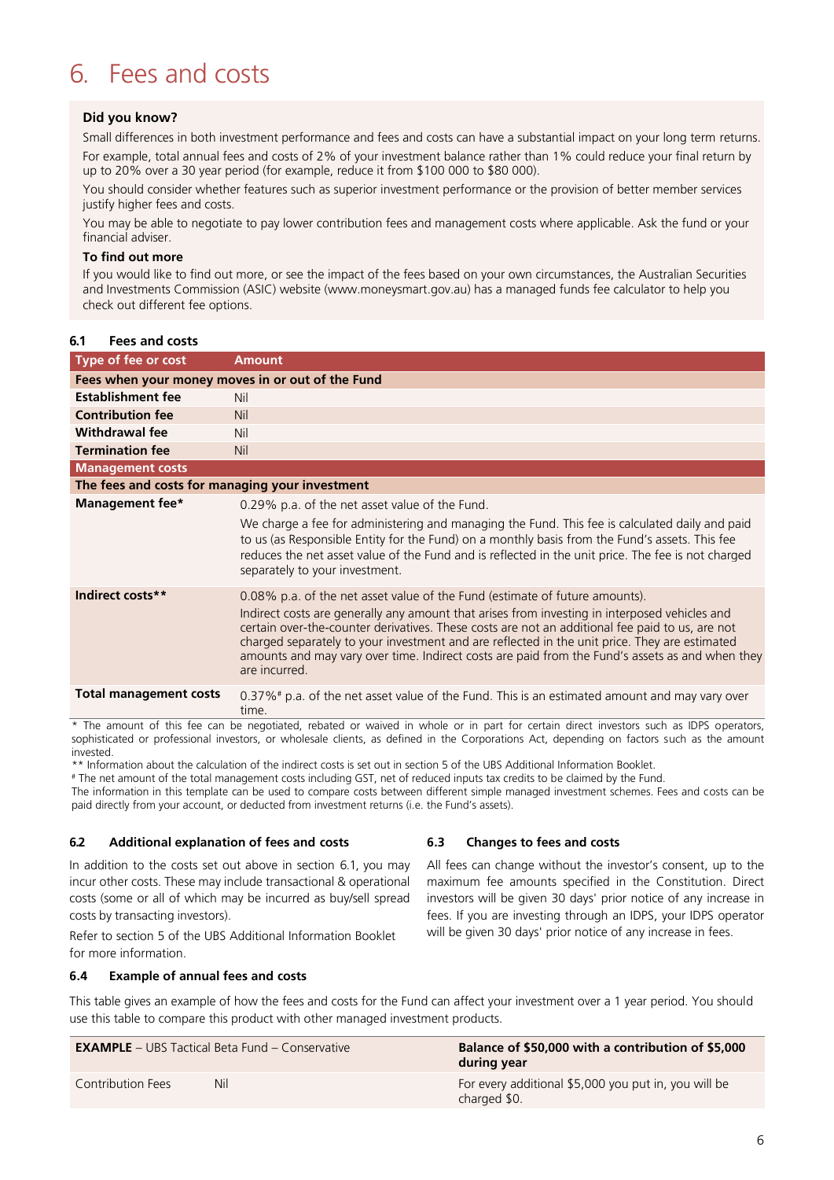# 6. Fees and costs

**Did you know?**

Small differences in both investment performance and fees and costs can have a substantial impact on your long term returns.

For example, total annual fees and costs of 2% of your investment balance rather than 1% could reduce your final return by up to 20% over a 30 year period (for example, reduce it from $100 000 to $80 000).

You should consider whether features such as superior investment performance or the provision of better member services justify higher fees and costs.

You may be able to negotiate to pay lower contribution fees and management costs where applicable. Ask the fund or your financial adviser.

**To find out more**

If you would like to find out more, or see the impact of the fees based on your own circumstances, the Australian Securities and Investments Commission (ASIC) website (www.moneysmart.gov.au) has a managed funds fee calculator to help you check out different fee options.

### 6.1 Fees and costs

| Type of fee or cost | Amount |
|---|---|
| **Fees when your money moves in or out of the Fund** | |
| **Establishment fee** | Nil |
| **Contribution fee** | Nil |
| **Withdrawal fee** | Nil |
| **Termination fee** | Nil |
| **Management costs** | |
| **The fees and costs for managing your investment** | |
| **Management fee*** | 0.29% p.a. of the net asset value of the Fund.<br>We charge a fee for administering and managing the Fund. This fee is calculated daily and paid to us (as Responsible Entity for the Fund) on a monthly basis from the Fund's assets. This fee reduces the net asset value of the Fund and is reflected in the unit price. The fee is not charged separately to your investment. |
| **Indirect costs**** | 0.08% p.a. of the net asset value of the Fund (estimate of future amounts).<br>Indirect costs are generally any amount that arises from investing in interposed vehicles and certain over-the-counter derivatives. These costs are not an additional fee paid to us, are not charged separately to your investment and are reflected in the unit price. They are estimated amounts and may vary over time. Indirect costs are paid from the Fund's assets as and when they are incurred. |
| **Total management costs** | 0.37%# p.a. of the net asset value of the Fund. This is an estimated amount and may vary over time. |

\* The amount of this fee can be negotiated, rebated or waived in whole or in part for certain direct investors such as IDPS operators, sophisticated or professional investors, or wholesale clients, as defined in the Corporations Act, depending on factors such as the amount invested.

** Information about the calculation of the indirect costs is set out in section 5 of the UBS Additional Information Booklet.

# The net amount of the total management costs including GST, net of reduced inputs tax credits to be claimed by the Fund.

The information in this template can be used to compare costs between different simple managed investment schemes. Fees and costs can be paid directly from your account, or deducted from investment returns (i.e. the Fund's assets).

### 6.2 Additional explanation of fees and costs

In addition to the costs set out above in section 6.1, you may incur other costs. These may include transactional & operational costs (some or all of which may be incurred as buy/sell spread costs by transacting investors).

Refer to section 5 of the UBS Additional Information Booklet for more information.

### 6.3 Changes to fees and costs

All fees can change without the investor's consent, up to the maximum fee amounts specified in the Constitution. Direct investors will be given 30 days' prior notice of any increase in fees. If you are investing through an IDPS, your IDPS operator will be given 30 days' prior notice of any increase in fees.

### 6.4 Example of annual fees and costs

This table gives an example of how the fees and costs for the Fund can affect your investment over a 1 year period. You should use this table to compare this product with other managed investment products.

| **EXAMPLE** – UBS Tactical Beta Fund – Conservative | | **Balance of $50,000 with a contribution of $5,000 during year** |
|---|---|---|
| Contribution Fees | Nil | For every additional $5,000 you put in, you will be charged $0. |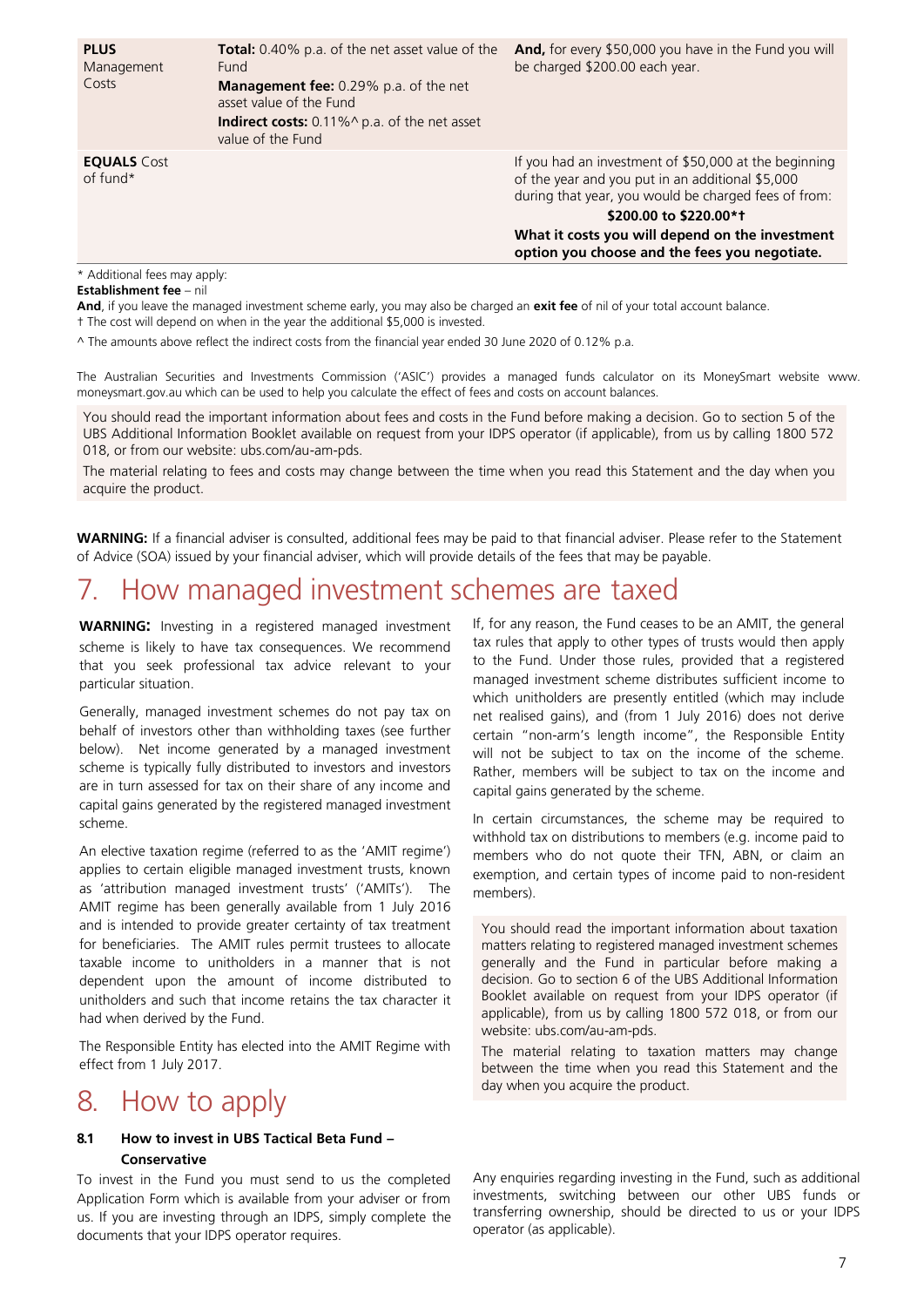| | | |
|---|---|---|
| **PLUS** Management Costs | **Total:** 0.40% p.a. of the net asset value of the Fund<br>**Management fee:** 0.29% p.a. of the net asset value of the Fund<br>**Indirect costs:** 0.11%^ p.a. of the net asset value of the Fund | **And,** for every $50,000 you have in the Fund you will be charged $200.00 each year. |
| **EQUALS** Cost of fund* | | If you had an investment of $50,000 at the beginning of the year and you put in an additional $5,000 during that year, you would be charged fees of from:<br>**$200.00 to $220.00*†**<br>**What it costs you will depend on the investment option you choose and the fees you negotiate.** |

\* Additional fees may apply:

**Establishment fee** – nil

**And**, if you leave the managed investment scheme early, you may also be charged an **exit fee** of nil of your total account balance.

† The cost will depend on when in the year the additional $5,000 is invested.

^ The amounts above reflect the indirect costs from the financial year ended 30 June 2020 of 0.12% p.a.

The Australian Securities and Investments Commission ('ASIC') provides a managed funds calculator on its MoneySmart website www.moneysmart.gov.au which can be used to help you calculate the effect of fees and costs on account balances.

You should read the important information about fees and costs in the Fund before making a decision. Go to section 5 of the UBS Additional Information Booklet available on request from your IDPS operator (if applicable), from us by calling 1800 572 018, or from our website: ubs.com/au-am-pds.

The material relating to fees and costs may change between the time when you read this Statement and the day when you acquire the product.

**WARNING:** If a financial adviser is consulted, additional fees may be paid to that financial adviser. Please refer to the Statement of Advice (SOA) issued by your financial adviser, which will provide details of the fees that may be payable.

# 7. How managed investment schemes are taxed

**WARNING:** Investing in a registered managed investment scheme is likely to have tax consequences. We recommend that you seek professional tax advice relevant to your particular situation.

Generally, managed investment schemes do not pay tax on behalf of investors other than withholding taxes (see further below). Net income generated by a managed investment scheme is typically fully distributed to investors and investors are in turn assessed for tax on their share of any income and capital gains generated by the registered managed investment scheme.

An elective taxation regime (referred to as the 'AMIT regime') applies to certain eligible managed investment trusts, known as 'attribution managed investment trusts' ('AMITs'). The AMIT regime has been generally available from 1 July 2016 and is intended to provide greater certainty of tax treatment for beneficiaries. The AMIT rules permit trustees to allocate taxable income to unitholders in a manner that is not dependent upon the amount of income distributed to unitholders and such that income retains the tax character it had when derived by the Fund.

The Responsible Entity has elected into the AMIT Regime with effect from 1 July 2017.

If, for any reason, the Fund ceases to be an AMIT, the general tax rules that apply to other types of trusts would then apply to the Fund. Under those rules, provided that a registered managed investment scheme distributes sufficient income to which unitholders are presently entitled (which may include net realised gains), and (from 1 July 2016) does not derive certain "non-arm's length income", the Responsible Entity will not be subject to tax on the income of the scheme. Rather, members will be subject to tax on the income and capital gains generated by the scheme.

In certain circumstances, the scheme may be required to withhold tax on distributions to members (e.g. income paid to members who do not quote their TFN, ABN, or claim an exemption, and certain types of income paid to non-resident members).

You should read the important information about taxation matters relating to registered managed investment schemes generally and the Fund in particular before making a decision. Go to section 6 of the UBS Additional Information Booklet available on request from your IDPS operator (if applicable), from us by calling 1800 572 018, or from our website: ubs.com/au-am-pds.

The material relating to taxation matters may change between the time when you read this Statement and the day when you acquire the product.

# 8. How to apply

### 8.1 How to invest in UBS Tactical Beta Fund – Conservative

To invest in the Fund you must send to us the completed Application Form which is available from your adviser or from us. If you are investing through an IDPS, simply complete the documents that your IDPS operator requires.

Any enquiries regarding investing in the Fund, such as additional investments, switching between our other UBS funds or transferring ownership, should be directed to us or your IDPS operator (as applicable).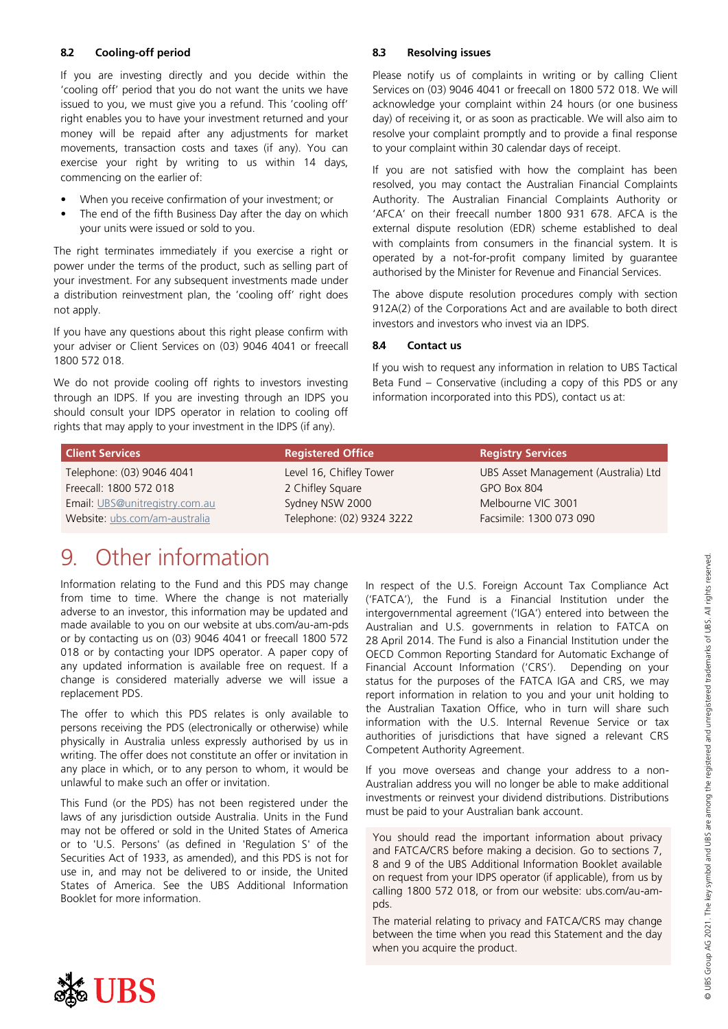### 8.2 Cooling-off period

If you are investing directly and you decide within the 'cooling off' period that you do not want the units we have issued to you, we must give you a refund. This 'cooling off' right enables you to have your investment returned and your money will be repaid after any adjustments for market movements, transaction costs and taxes (if any). You can exercise your right by writing to us within 14 days, commencing on the earlier of:

- When you receive confirmation of your investment; or
- The end of the fifth Business Day after the day on which your units were issued or sold to you.

The right terminates immediately if you exercise a right or power under the terms of the product, such as selling part of your investment. For any subsequent investments made under a distribution reinvestment plan, the 'cooling off' right does not apply.

If you have any questions about this right please confirm with your adviser or Client Services on (03) 9046 4041 or freecall 1800 572 018.

We do not provide cooling off rights to investors investing through an IDPS. If you are investing through an IDPS you should consult your IDPS operator in relation to cooling off rights that may apply to your investment in the IDPS (if any).

### 8.3 Resolving issues

Please notify us of complaints in writing or by calling Client Services on (03) 9046 4041 or freecall on 1800 572 018. We will acknowledge your complaint within 24 hours (or one business day) of receiving it, or as soon as practicable. We will also aim to resolve your complaint promptly and to provide a final response to your complaint within 30 calendar days of receipt.

If you are not satisfied with how the complaint has been resolved, you may contact the Australian Financial Complaints Authority. The Australian Financial Complaints Authority or 'AFCA' on their freecall number 1800 931 678. AFCA is the external dispute resolution (EDR) scheme established to deal with complaints from consumers in the financial system. It is operated by a not-for-profit company limited by guarantee authorised by the Minister for Revenue and Financial Services.

The above dispute resolution procedures comply with section 912A(2) of the Corporations Act and are available to both direct investors and investors who invest via an IDPS.

### 8.4 Contact us

If you wish to request any information in relation to UBS Tactical Beta Fund – Conservative (including a copy of this PDS or any information incorporated into this PDS), contact us at:

| Client Services | Registered Office | Registry Services |
|---|---|---|
| Telephone: (03) 9046 4041 | Level 16, Chifley Tower | UBS Asset Management (Australia) Ltd |
| Freecall: 1800 572 018 | 2 Chifley Square | GPO Box 804 |
| Email: UBS@unitregistry.com.au | Sydney NSW 2000 | Melbourne VIC 3001 |
| Website: ubs.com/am-australia | Telephone: (02) 9324 3222 | Facsimile: 1300 073 090 |

# 9. Other information

Information relating to the Fund and this PDS may change from time to time. Where the change is not materially adverse to an investor, this information may be updated and made available to you on our website at ubs.com/au-am-pds or by contacting us on (03) 9046 4041 or freecall 1800 572 018 or by contacting your IDPS operator. A paper copy of any updated information is available free on request. If a change is considered materially adverse we will issue a replacement PDS.

The offer to which this PDS relates is only available to persons receiving the PDS (electronically or otherwise) while physically in Australia unless expressly authorised by us in writing. The offer does not constitute an offer or invitation in any place in which, or to any person to whom, it would be unlawful to make such an offer or invitation.

This Fund (or the PDS) has not been registered under the laws of any jurisdiction outside Australia. Units in the Fund may not be offered or sold in the United States of America or to 'U.S. Persons' (as defined in 'Regulation S' of the Securities Act of 1933, as amended), and this PDS is not for use in, and may not be delivered to or inside, the United States of America. See the UBS Additional Information Booklet for more information.

In respect of the U.S. Foreign Account Tax Compliance Act ('FATCA'), the Fund is a Financial Institution under the intergovernmental agreement ('IGA') entered into between the Australian and U.S. governments in relation to FATCA on 28 April 2014. The Fund is also a Financial Institution under the OECD Common Reporting Standard for Automatic Exchange of Financial Account Information ('CRS'). Depending on your status for the purposes of the FATCA IGA and CRS, we may report information in relation to you and your unit holding to the Australian Taxation Office, who in turn will share such information with the U.S. Internal Revenue Service or tax authorities of jurisdictions that have signed a relevant CRS Competent Authority Agreement.

If you move overseas and change your address to a non-Australian address you will no longer be able to make additional investments or reinvest your dividend distributions. Distributions must be paid to your Australian bank account.

You should read the important information about privacy and FATCA/CRS before making a decision. Go to sections 7, 8 and 9 of the UBS Additional Information Booklet available on request from your IDPS operator (if applicable), from us by calling 1800 572 018, or from our website: ubs.com/au-am-pds.

The material relating to privacy and FATCA/CRS may change between the time when you read this Statement and the day when you acquire the product.

© UBS Group AG 2021. The key symbol and UBS are among the registered and unregistered trademarks of UBS. All rights reserved.